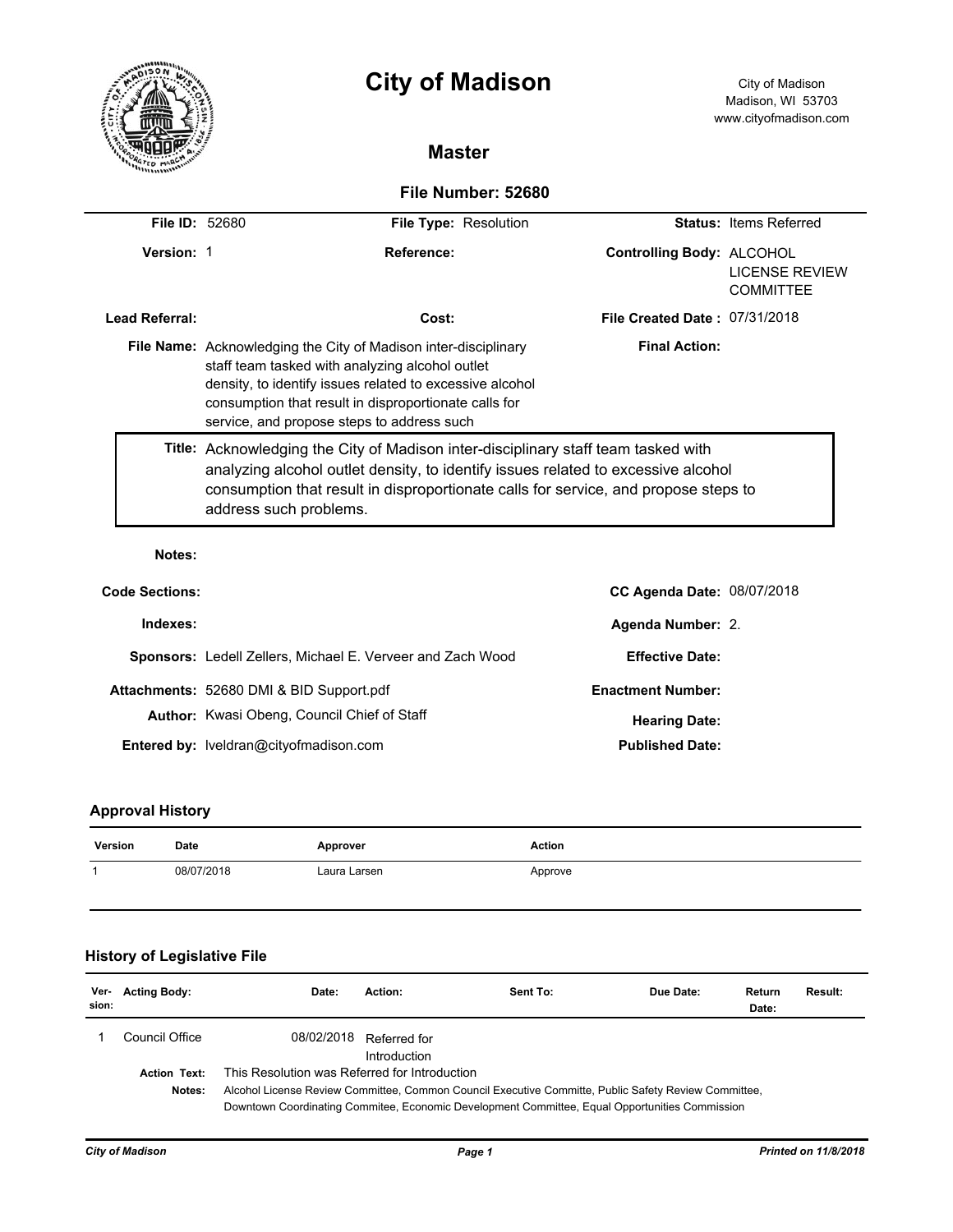# City of Madison

City of Madison
Madison, WI 53703
www.cityofmadison.com

## Master

### File Number: 52680

| | | | | | |
|---|---|---|---|---|---|
| **File ID:** | 52680 | **File Type:** | Resolution | **Status:** | Items Referred |
| **Version:** | 1 | **Reference:** | | **Controlling Body:** | ALCOHOL LICENSE REVIEW COMMITTEE |
| **Lead Referral:** | | **Cost:** | | **File Created Date :** | 07/31/2018 |

**File Name:** Acknowledging the City of Madison inter-disciplinary staff team tasked with analyzing alcohol outlet density, to identify issues related to excessive alcohol consumption that result in disproportionate calls for service, and propose steps to address such

**Final Action:**

**Title:** Acknowledging the City of Madison inter-disciplinary staff team tasked with analyzing alcohol outlet density, to identify issues related to excessive alcohol consumption that result in disproportionate calls for service, and propose steps to address such problems.

**Notes:**

**Code Sections:**

**CC Agenda Date:** 08/07/2018

**Indexes:**

**Agenda Number:** 2.

**Sponsors:** Ledell Zellers, Michael E. Verveer and Zach Wood

**Effective Date:**

**Attachments:** 52680 DMI & BID Support.pdf

**Enactment Number:**

**Author:** Kwasi Obeng, Council Chief of Staff

**Hearing Date:**

**Entered by:** lveldran@cityofmadison.com

**Published Date:**

## Approval History

| Version | Date | Approver | Action |
|---|---|---|---|
| 1 | 08/07/2018 | Laura Larsen | Approve |

## History of Legislative File

| Ver-sion: | Acting Body: | Date: | Action: | Sent To: | Due Date: | Return Date: | Result: |
|---|---|---|---|---|---|---|---|
| 1 | Council Office | 08/02/2018 | Referred for Introduction | | | | |

**Action Text:** This Resolution was Referred for Introduction

**Notes:** Alcohol License Review Committee, Common Council Executive Committe, Public Safety Review Committee, Downtown Coordinating Commitee, Economic Development Committee, Equal Opportunities Commission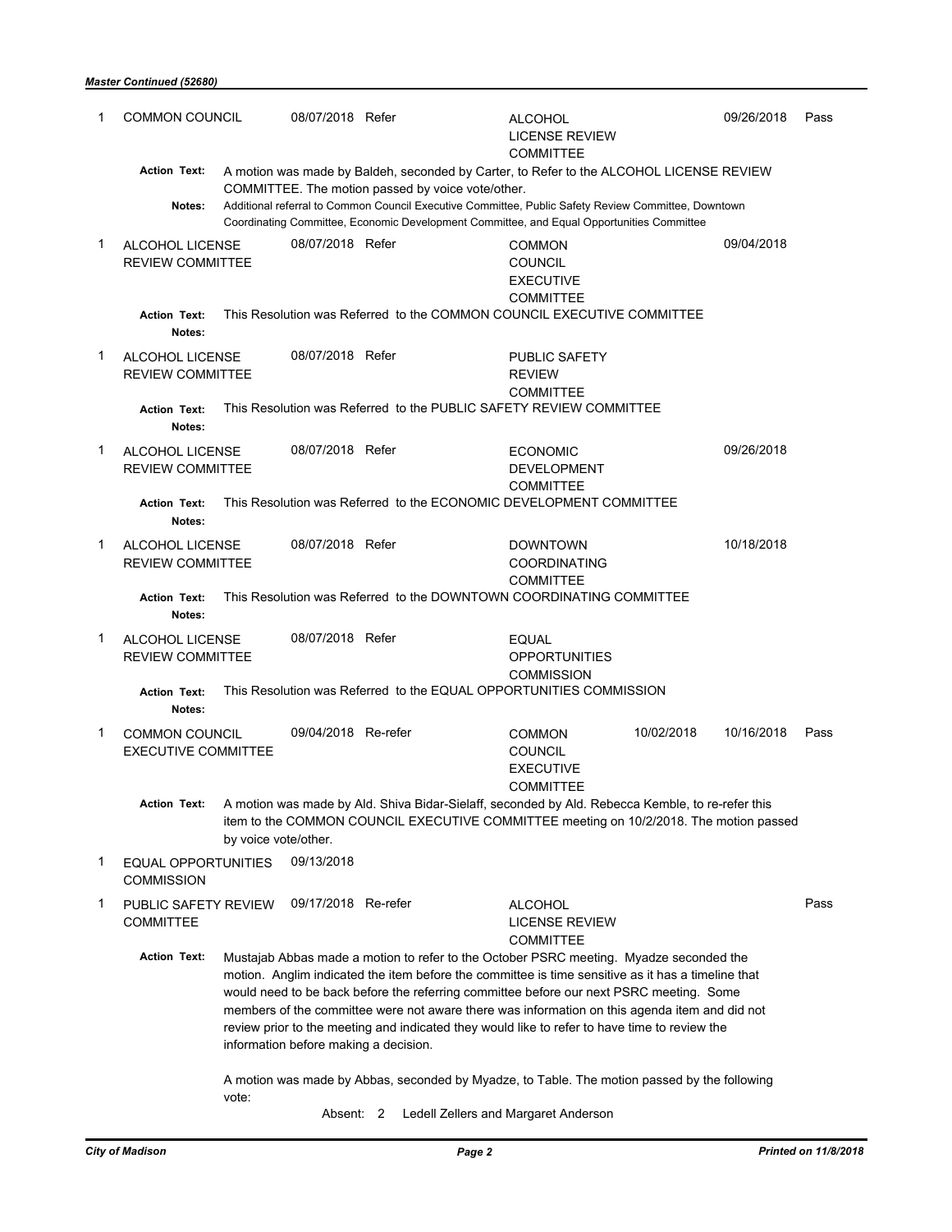*Master Continued (52680)*

| Ver. | Acting Body | Date | Action | Sent To | Due Date | Return Date | Result |
|---|---|---|---|---|---|---|---|
| 1 | COMMON COUNCIL | 08/07/2018 | Refer | ALCOHOL LICENSE REVIEW COMMITTEE | | 09/26/2018 | Pass |

**Action Text:** A motion was made by Baldeh, seconded by Carter, to Refer to the ALCOHOL LICENSE REVIEW COMMITTEE. The motion passed by voice vote/other.

**Notes:** Additional referral to Common Council Executive Committee, Public Safety Review Committee, Downtown Coordinating Committee, Economic Development Committee, and Equal Opportunities Committee

| Ver. | Acting Body | Date | Action | Sent To | Due Date | Return Date | Result |
|---|---|---|---|---|---|---|---|
| 1 | ALCOHOL LICENSE REVIEW COMMITTEE | 08/07/2018 | Refer | COMMON COUNCIL EXECUTIVE COMMITTEE | | 09/04/2018 | |

**Action Text:** This Resolution was Referred to the COMMON COUNCIL EXECUTIVE COMMITTEE

**Notes:**

| Ver. | Acting Body | Date | Action | Sent To | Due Date | Return Date | Result |
|---|---|---|---|---|---|---|---|
| 1 | ALCOHOL LICENSE REVIEW COMMITTEE | 08/07/2018 | Refer | PUBLIC SAFETY REVIEW COMMITTEE | | | |

**Action Text:** This Resolution was Referred to the PUBLIC SAFETY REVIEW COMMITTEE

**Notes:**

| Ver. | Acting Body | Date | Action | Sent To | Due Date | Return Date | Result |
|---|---|---|---|---|---|---|---|
| 1 | ALCOHOL LICENSE REVIEW COMMITTEE | 08/07/2018 | Refer | ECONOMIC DEVELOPMENT COMMITTEE | | 09/26/2018 | |

**Action Text:** This Resolution was Referred to the ECONOMIC DEVELOPMENT COMMITTEE

**Notes:**

| Ver. | Acting Body | Date | Action | Sent To | Due Date | Return Date | Result |
|---|---|---|---|---|---|---|---|
| 1 | ALCOHOL LICENSE REVIEW COMMITTEE | 08/07/2018 | Refer | DOWNTOWN COORDINATING COMMITTEE | | 10/18/2018 | |

**Action Text:** This Resolution was Referred to the DOWNTOWN COORDINATING COMMITTEE

**Notes:**

| Ver. | Acting Body | Date | Action | Sent To | Due Date | Return Date | Result |
|---|---|---|---|---|---|---|---|
| 1 | ALCOHOL LICENSE REVIEW COMMITTEE | 08/07/2018 | Refer | EQUAL OPPORTUNITIES COMMISSION | | | |

**Action Text:** This Resolution was Referred to the EQUAL OPPORTUNITIES COMMISSION

**Notes:**

| Ver. | Acting Body | Date | Action | Sent To | Due Date | Return Date | Result |
|---|---|---|---|---|---|---|---|
| 1 | COMMON COUNCIL EXECUTIVE COMMITTEE | 09/04/2018 | Re-refer | COMMON COUNCIL EXECUTIVE COMMITTEE | 10/02/2018 | 10/16/2018 | Pass |

**Action Text:** A motion was made by Ald. Shiva Bidar-Sielaff, seconded by Ald. Rebecca Kemble, to re-refer this item to the COMMON COUNCIL EXECUTIVE COMMITTEE meeting on 10/2/2018. The motion passed by voice vote/other.

| Ver. | Acting Body | Date | Action | Sent To | Due Date | Return Date | Result |
|---|---|---|---|---|---|---|---|
| 1 | EQUAL OPPORTUNITIES COMMISSION | 09/13/2018 | | | | | |
| 1 | PUBLIC SAFETY REVIEW COMMITTEE | 09/17/2018 | Re-refer | ALCOHOL LICENSE REVIEW COMMITTEE | | | Pass |

**Action Text:** Mustajab Abbas made a motion to refer to the October PSRC meeting. Myadze seconded the motion. Anglim indicated the item before the committee is time sensitive as it has a timeline that would need to be back before the referring committee before our next PSRC meeting. Some members of the committee were not aware there was information on this agenda item and did not review prior to the meeting and indicated they would like to refer to have time to review the information before making a decision.

A motion was made by Abbas, seconded by Myadze, to Table. The motion passed by the following vote:

Absent: 2 Ledell Zellers and Margaret Anderson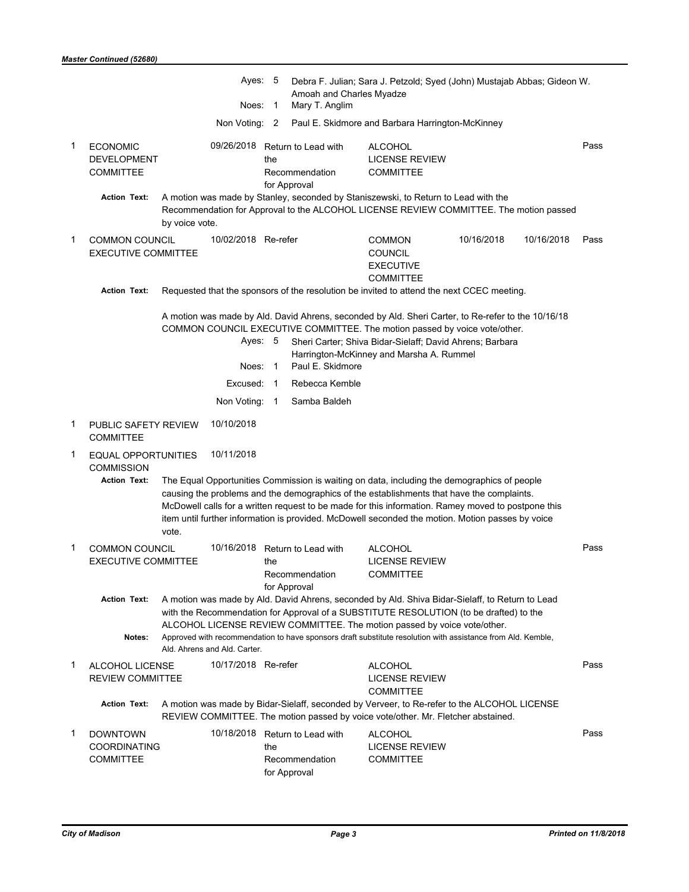*Master Continued (52680)*

Ayes: 5 Debra F. Julian; Sara J. Petzold; Syed (John) Mustajab Abbas; Gideon W. Amoah and Charles Myadze

Noes: 1 Mary T. Anglim

Non Voting: 2 Paul E. Skidmore and Barbara Harrington-McKinney

| | | | | | | | |
|---|---|---|---|---|---|---|---|
| 1 | ECONOMIC DEVELOPMENT COMMITTEE | 09/26/2018 | Return to Lead with the Recommendation for Approval | ALCOHOL LICENSE REVIEW COMMITTEE | | | Pass |

**Action Text:** A motion was made by Stanley, seconded by Staniszewski, to Return to Lead with the Recommendation for Approval to the ALCOHOL LICENSE REVIEW COMMITTEE. The motion passed by voice vote.

| | | | | | | | |
|---|---|---|---|---|---|---|---|
| 1 | COMMON COUNCIL EXECUTIVE COMMITTEE | 10/02/2018 | Re-refer | COMMON COUNCIL EXECUTIVE COMMITTEE | 10/16/2018 | 10/16/2018 | Pass |

**Action Text:** Requested that the sponsors of the resolution be invited to attend the next CCEC meeting.

A motion was made by Ald. David Ahrens, seconded by Ald. Sheri Carter, to Re-refer to the 10/16/18 COMMON COUNCIL EXECUTIVE COMMITTEE. The motion passed by voice vote/other.

Ayes: 5 Sheri Carter; Shiva Bidar-Sielaff; David Ahrens; Barbara Harrington-McKinney and Marsha A. Rummel

Noes: 1 Paul E. Skidmore

Excused: 1 Rebecca Kemble

Non Voting: 1 Samba Baldeh

| | | | | | | | |
|---|---|---|---|---|---|---|---|
| 1 | PUBLIC SAFETY REVIEW COMMITTEE | 10/10/2018 | | | | | |
| 1 | EQUAL OPPORTUNITIES COMMISSION | 10/11/2018 | | | | | |

**Action Text:** The Equal Opportunities Commission is waiting on data, including the demographics of people causing the problems and the demographics of the establishments that have the complaints. McDowell calls for a written request to be made for this information. Ramey moved to postpone this item until further information is provided. McDowell seconded the motion. Motion passes by voice vote.

| | | | | | | | |
|---|---|---|---|---|---|---|---|
| 1 | COMMON COUNCIL EXECUTIVE COMMITTEE | 10/16/2018 | Return to Lead with the Recommendation for Approval | ALCOHOL LICENSE REVIEW COMMITTEE | | | Pass |

**Action Text:** A motion was made by Ald. David Ahrens, seconded by Ald. Shiva Bidar-Sielaff, to Return to Lead with the Recommendation for Approval of a SUBSTITUTE RESOLUTION (to be drafted) to the ALCOHOL LICENSE REVIEW COMMITTEE. The motion passed by voice vote/other.

**Notes:** Approved with recommendation to have sponsors draft substitute resolution with assistance from Ald. Kemble, Ald. Ahrens and Ald. Carter.

| | | | | | | | |
|---|---|---|---|---|---|---|---|
| 1 | ALCOHOL LICENSE REVIEW COMMITTEE | 10/17/2018 | Re-refer | ALCOHOL LICENSE REVIEW COMMITTEE | | | Pass |

**Action Text:** A motion was made by Bidar-Sielaff, seconded by Verveer, to Re-refer to the ALCOHOL LICENSE REVIEW COMMITTEE. The motion passed by voice vote/other. Mr. Fletcher abstained.

| | | | | | | | |
|---|---|---|---|---|---|---|---|
| 1 | DOWNTOWN COORDINATING COMMITTEE | 10/18/2018 | Return to Lead with the Recommendation for Approval | ALCOHOL LICENSE REVIEW COMMITTEE | | | Pass |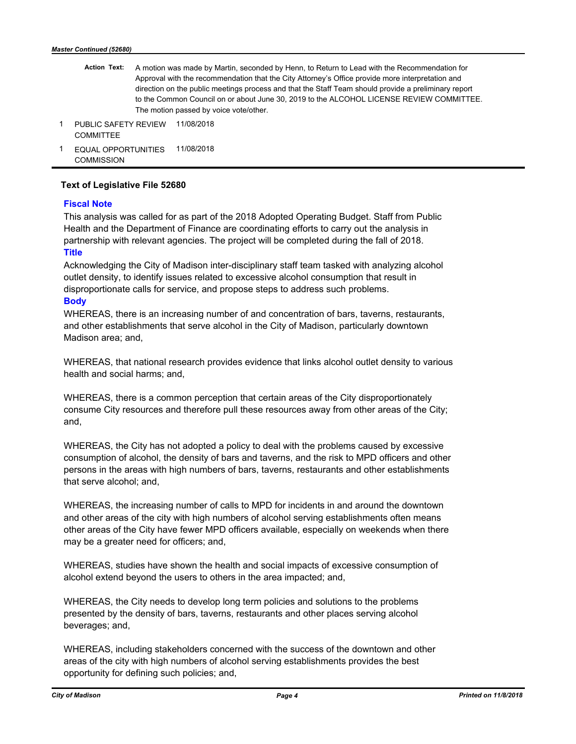**Action Text:** A motion was made by Martin, seconded by Henn, to Return to Lead with the Recommendation for Approval with the recommendation that the City Attorney's Office provide more interpretation and direction on the public meetings process and that the Staff Team should provide a preliminary report to the Common Council on or about June 30, 2019 to the ALCOHOL LICENSE REVIEW COMMITTEE. The motion passed by voice vote/other.

| | | |
|---|---|---|
| 1 | PUBLIC SAFETY REVIEW COMMITTEE | 11/08/2018 |
| 1 | EQUAL OPPORTUNITIES COMMISSION | 11/08/2018 |

## Text of Legislative File 52680

### Fiscal Note

This analysis was called for as part of the 2018 Adopted Operating Budget. Staff from Public Health and the Department of Finance are coordinating efforts to carry out the analysis in partnership with relevant agencies. The project will be completed during the fall of 2018.

### Title

Acknowledging the City of Madison inter-disciplinary staff team tasked with analyzing alcohol outlet density, to identify issues related to excessive alcohol consumption that result in disproportionate calls for service, and propose steps to address such problems.

### Body

WHEREAS, there is an increasing number of and concentration of bars, taverns, restaurants, and other establishments that serve alcohol in the City of Madison, particularly downtown Madison area; and,

WHEREAS, that national research provides evidence that links alcohol outlet density to various health and social harms; and,

WHEREAS, there is a common perception that certain areas of the City disproportionately consume City resources and therefore pull these resources away from other areas of the City; and,

WHEREAS, the City has not adopted a policy to deal with the problems caused by excessive consumption of alcohol, the density of bars and taverns, and the risk to MPD officers and other persons in the areas with high numbers of bars, taverns, restaurants and other establishments that serve alcohol; and,

WHEREAS, the increasing number of calls to MPD for incidents in and around the downtown and other areas of the city with high numbers of alcohol serving establishments often means other areas of the City have fewer MPD officers available, especially on weekends when there may be a greater need for officers; and,

WHEREAS, studies have shown the health and social impacts of excessive consumption of alcohol extend beyond the users to others in the area impacted; and,

WHEREAS, the City needs to develop long term policies and solutions to the problems presented by the density of bars, taverns, restaurants and other places serving alcohol beverages; and,

WHEREAS, including stakeholders concerned with the success of the downtown and other areas of the city with high numbers of alcohol serving establishments provides the best opportunity for defining such policies; and,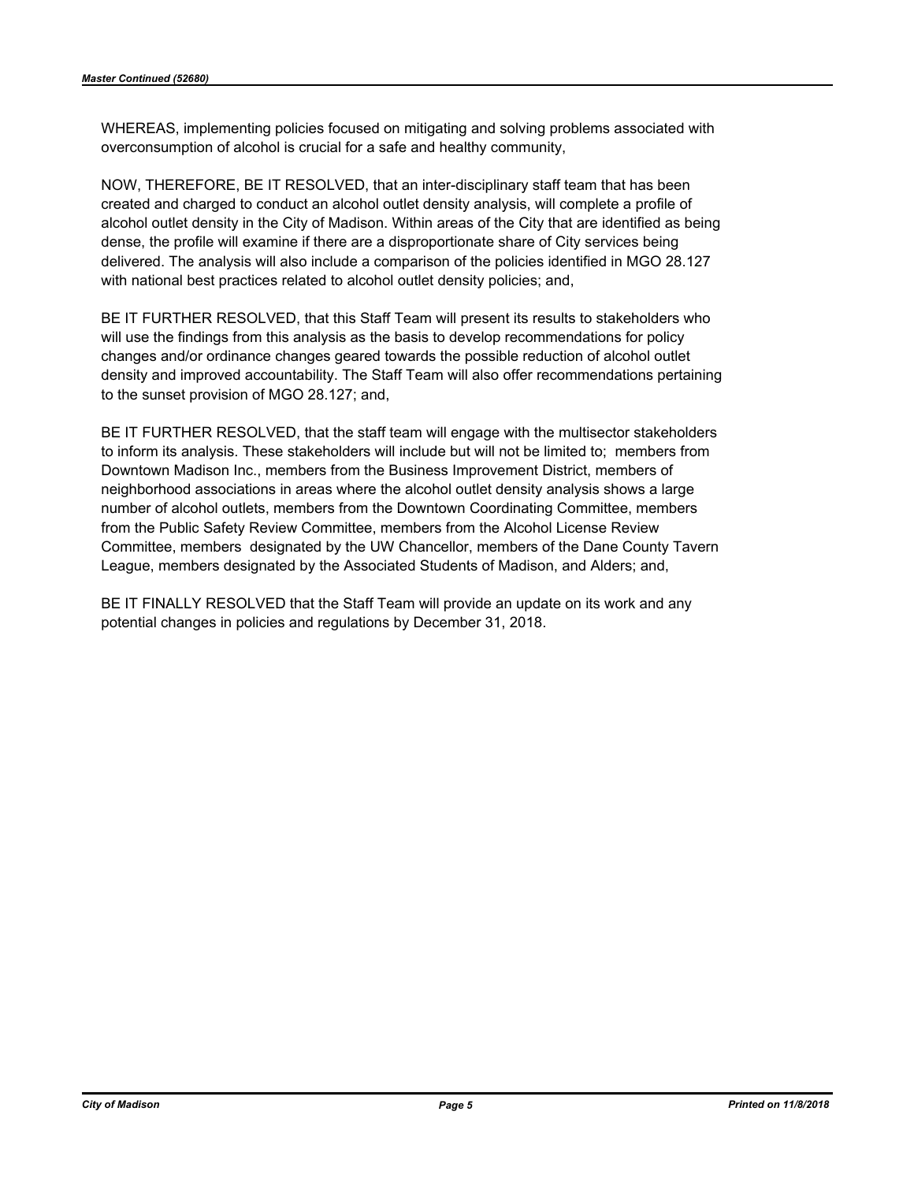WHEREAS, implementing policies focused on mitigating and solving problems associated with overconsumption of alcohol is crucial for a safe and healthy community,

NOW, THEREFORE, BE IT RESOLVED, that an inter-disciplinary staff team that has been created and charged to conduct an alcohol outlet density analysis, will complete a profile of alcohol outlet density in the City of Madison. Within areas of the City that are identified as being dense, the profile will examine if there are a disproportionate share of City services being delivered. The analysis will also include a comparison of the policies identified in MGO 28.127 with national best practices related to alcohol outlet density policies; and,

BE IT FURTHER RESOLVED, that this Staff Team will present its results to stakeholders who will use the findings from this analysis as the basis to develop recommendations for policy changes and/or ordinance changes geared towards the possible reduction of alcohol outlet density and improved accountability. The Staff Team will also offer recommendations pertaining to the sunset provision of MGO 28.127; and,

BE IT FURTHER RESOLVED, that the staff team will engage with the multisector stakeholders to inform its analysis. These stakeholders will include but will not be limited to; members from Downtown Madison Inc., members from the Business Improvement District, members of neighborhood associations in areas where the alcohol outlet density analysis shows a large number of alcohol outlets, members from the Downtown Coordinating Committee, members from the Public Safety Review Committee, members from the Alcohol License Review Committee, members designated by the UW Chancellor, members of the Dane County Tavern League, members designated by the Associated Students of Madison, and Alders; and,

BE IT FINALLY RESOLVED that the Staff Team will provide an update on its work and any potential changes in policies and regulations by December 31, 2018.